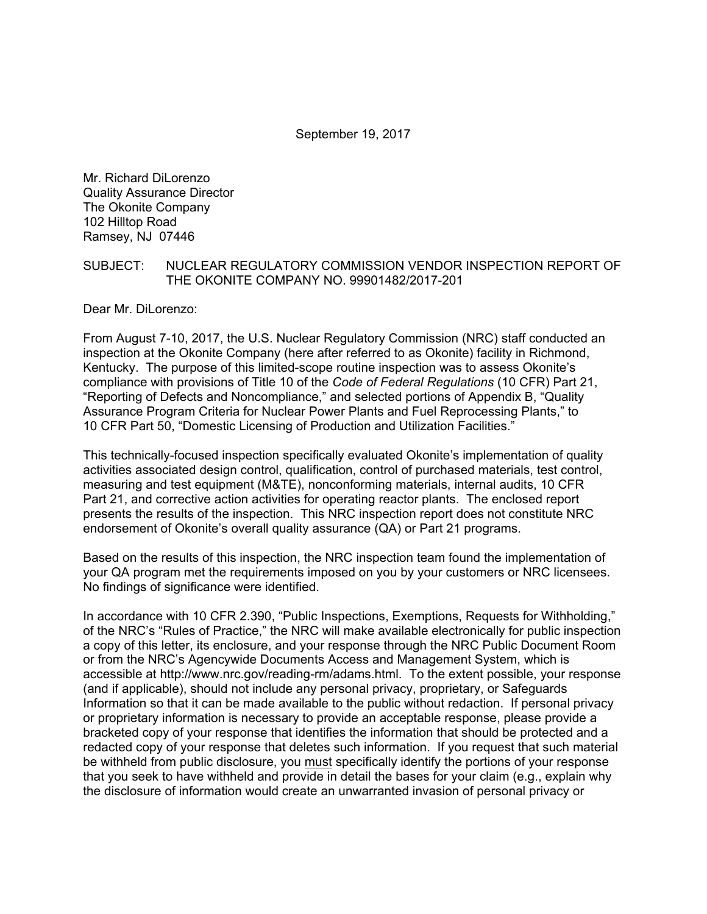September 19, 2017

Mr. Richard DiLorenzo
Quality Assurance Director
The Okonite Company
102 Hilltop Road
Ramsey, NJ 07446

SUBJECT: NUCLEAR REGULATORY COMMISSION VENDOR INSPECTION REPORT OF THE OKONITE COMPANY NO. 99901482/2017-201

Dear Mr. DiLorenzo:

From August 7-10, 2017, the U.S. Nuclear Regulatory Commission (NRC) staff conducted an inspection at the Okonite Company (here after referred to as Okonite) facility in Richmond, Kentucky. The purpose of this limited-scope routine inspection was to assess Okonite's compliance with provisions of Title 10 of the *Code of Federal Regulations* (10 CFR) Part 21, "Reporting of Defects and Noncompliance," and selected portions of Appendix B, "Quality Assurance Program Criteria for Nuclear Power Plants and Fuel Reprocessing Plants," to 10 CFR Part 50, "Domestic Licensing of Production and Utilization Facilities."

This technically-focused inspection specifically evaluated Okonite's implementation of quality activities associated design control, qualification, control of purchased materials, test control, measuring and test equipment (M&TE), nonconforming materials, internal audits, 10 CFR Part 21, and corrective action activities for operating reactor plants. The enclosed report presents the results of the inspection. This NRC inspection report does not constitute NRC endorsement of Okonite's overall quality assurance (QA) or Part 21 programs.

Based on the results of this inspection, the NRC inspection team found the implementation of your QA program met the requirements imposed on you by your customers or NRC licensees. No findings of significance were identified.

In accordance with 10 CFR 2.390, "Public Inspections, Exemptions, Requests for Withholding," of the NRC's "Rules of Practice," the NRC will make available electronically for public inspection a copy of this letter, its enclosure, and your response through the NRC Public Document Room or from the NRC's Agencywide Documents Access and Management System, which is accessible at http://www.nrc.gov/reading-rm/adams.html. To the extent possible, your response (and if applicable), should not include any personal privacy, proprietary, or Safeguards Information so that it can be made available to the public without redaction. If personal privacy or proprietary information is necessary to provide an acceptable response, please provide a bracketed copy of your response that identifies the information that should be protected and a redacted copy of your response that deletes such information. If you request that such material be withheld from public disclosure, you must specifically identify the portions of your response that you seek to have withheld and provide in detail the bases for your claim (e.g., explain why the disclosure of information would create an unwarranted invasion of personal privacy or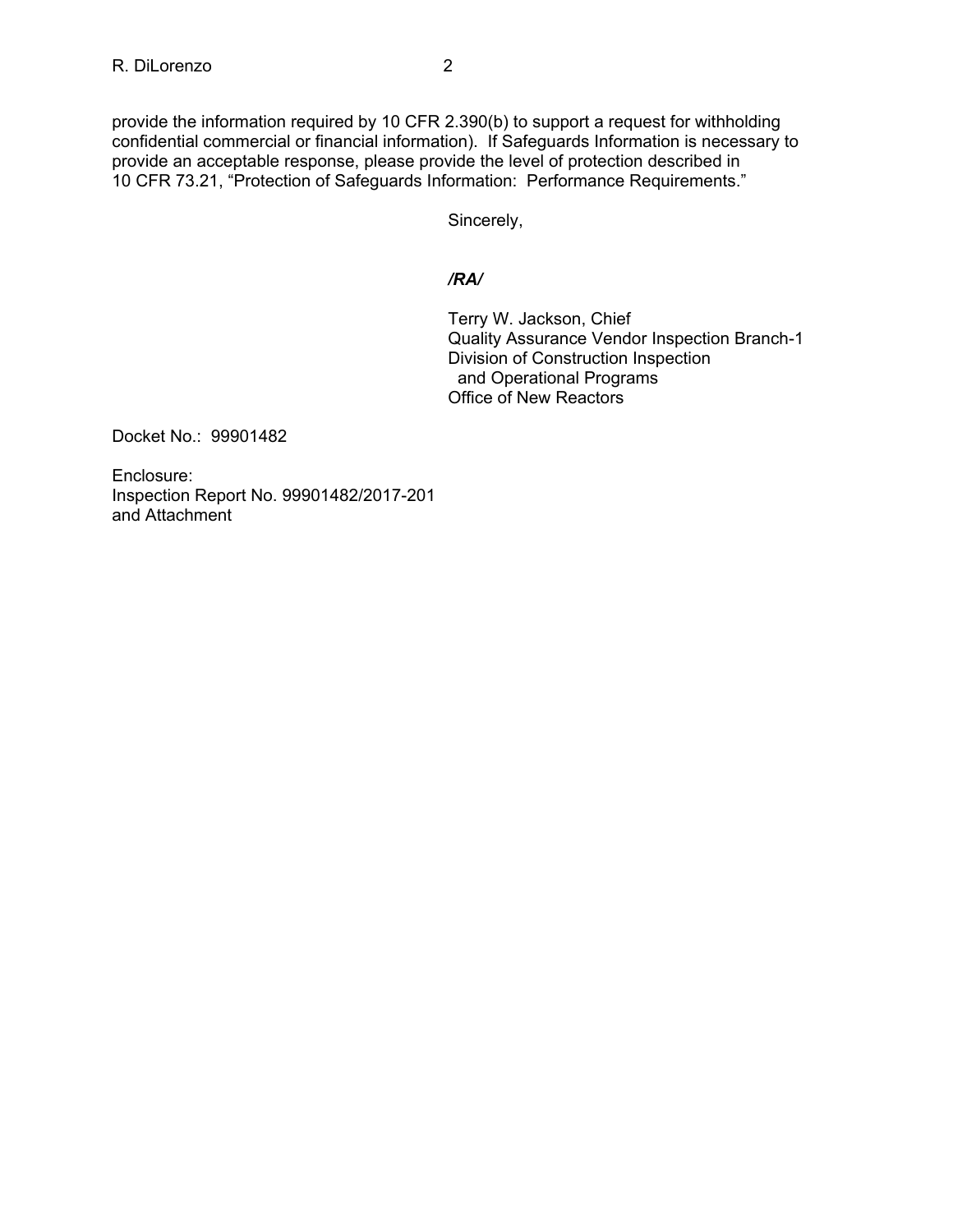provide the information required by 10 CFR 2.390(b) to support a request for withholding confidential commercial or financial information). If Safeguards Information is necessary to provide an acceptable response, please provide the level of protection described in 10 CFR 73.21, "Protection of Safeguards Information: Performance Requirements."

Sincerely,

*/RA/*

Terry W. Jackson, Chief
Quality Assurance Vendor Inspection Branch-1
Division of Construction Inspection
and Operational Programs
Office of New Reactors

Docket No.: 99901482

Enclosure:
Inspection Report No. 99901482/2017-201
and Attachment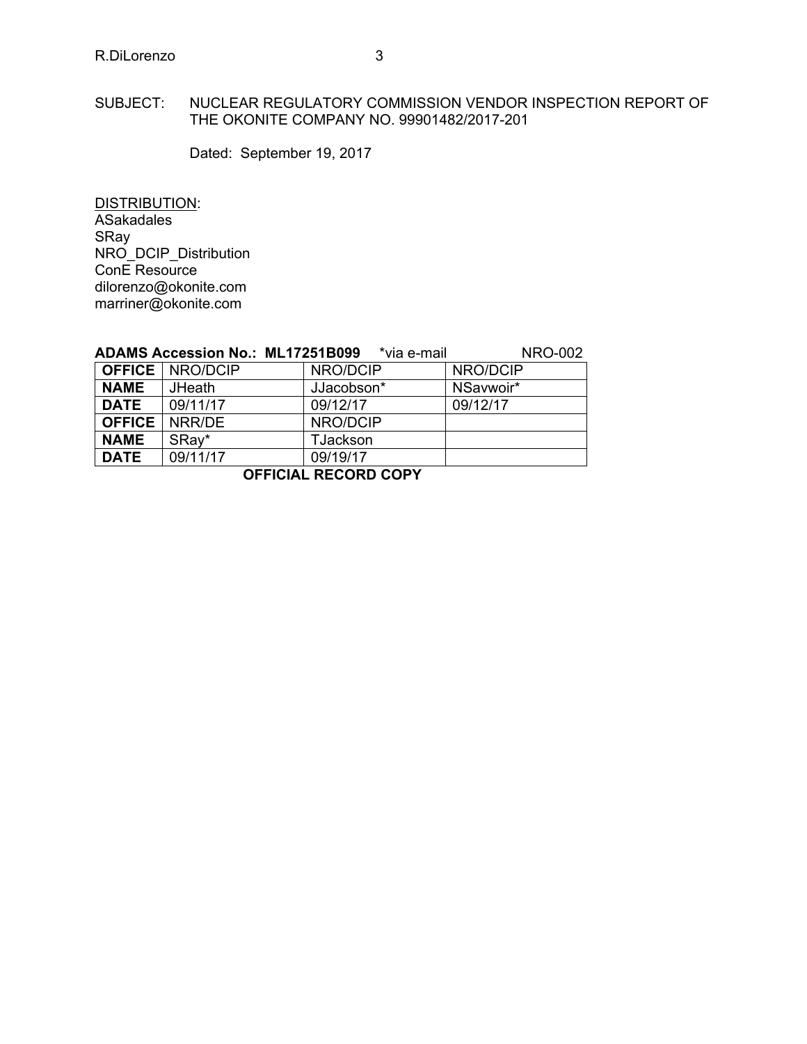SUBJECT: NUCLEAR REGULATORY COMMISSION VENDOR INSPECTION REPORT OF THE OKONITE COMPANY NO. 99901482/2017-201

Dated: September 19, 2017

DISTRIBUTION:
ASakadales
SRay
NRO_DCIP_Distribution
ConE Resource
dilorenzo@okonite.com
marriner@okonite.com

**ADAMS Accession No.: ML17251B099** *via e-mail NRO-002

| **OFFICE** | NRO/DCIP | NRO/DCIP | NRO/DCIP |
|---|---|---|---|
| **NAME** | JHeath | JJacobson* | NSavwoir* |
| **DATE** | 09/11/17 | 09/12/17 | 09/12/17 |
| **OFFICE** | NRR/DE | NRO/DCIP | |
| **NAME** | SRay* | TJackson | |
| **DATE** | 09/11/17 | 09/19/17 | |

**OFFICIAL RECORD COPY**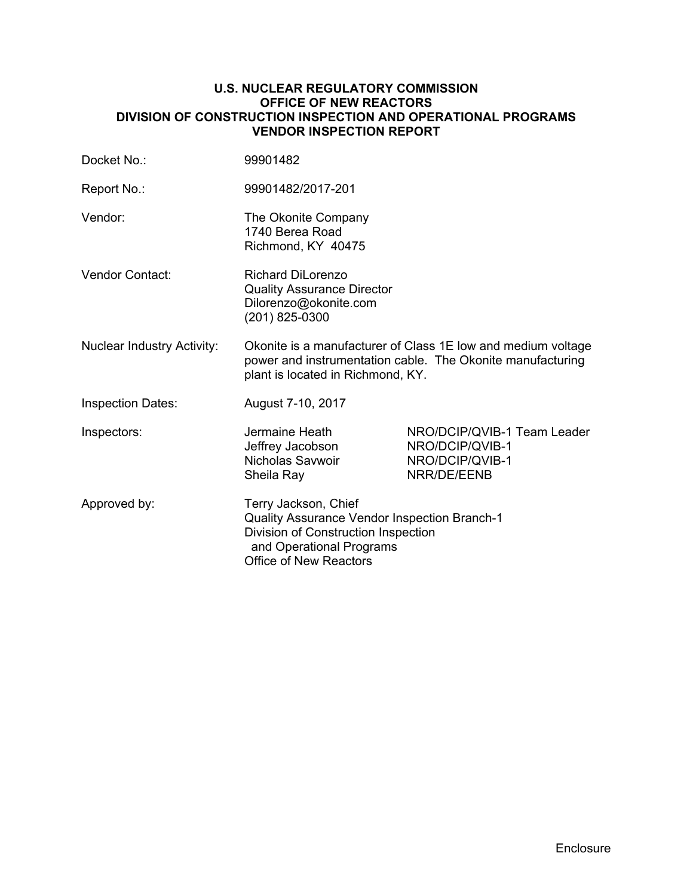**U.S. NUCLEAR REGULATORY COMMISSION**
**OFFICE OF NEW REACTORS**
**DIVISION OF CONSTRUCTION INSPECTION AND OPERATIONAL PROGRAMS**
**VENDOR INSPECTION REPORT**

| | | |
|---|---|---|
| Docket No.: | 99901482 | |
| Report No.: | 99901482/2017-201 | |
| Vendor: | The Okonite Company<br>1740 Berea Road<br>Richmond, KY 40475 | |
| Vendor Contact: | Richard DiLorenzo<br>Quality Assurance Director<br>Dilorenzo@okonite.com<br>(201) 825-0300 | |
| Nuclear Industry Activity: | Okonite is a manufacturer of Class 1E low and medium voltage power and instrumentation cable. The Okonite manufacturing plant is located in Richmond, KY. | |
| Inspection Dates: | August 7-10, 2017 | |
| Inspectors: | Jermaine Heath | NRO/DCIP/QVIB-1 Team Leader |
| | Jeffrey Jacobson | NRO/DCIP/QVIB-1 |
| | Nicholas Savwoir | NRO/DCIP/QVIB-1 |
| | Sheila Ray | NRR/DE/EENB |
| Approved by: | Terry Jackson, Chief<br>Quality Assurance Vendor Inspection Branch-1<br>Division of Construction Inspection and Operational Programs<br>Office of New Reactors | |

Enclosure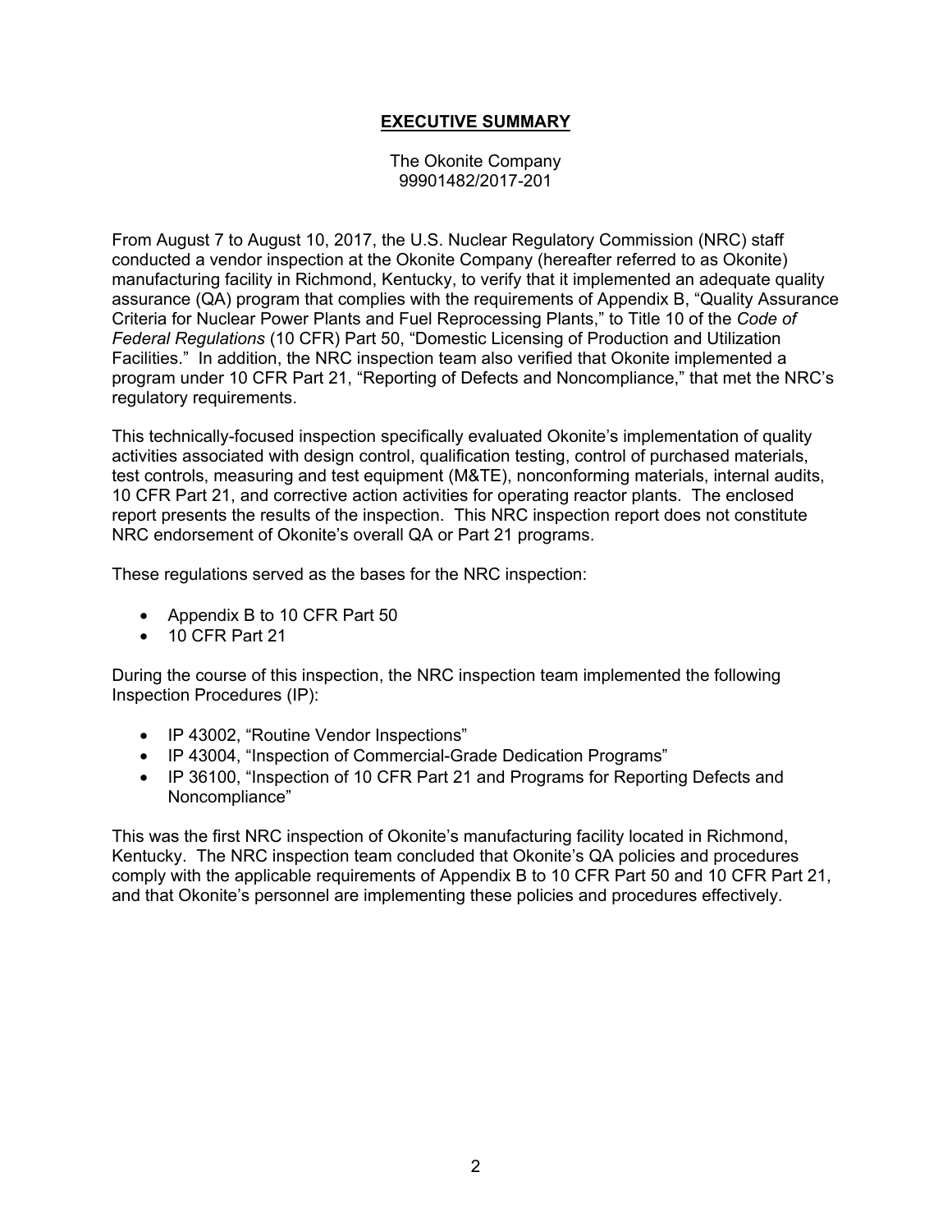# **EXECUTIVE SUMMARY**

The Okonite Company
99901482/2017-201

From August 7 to August 10, 2017, the U.S. Nuclear Regulatory Commission (NRC) staff conducted a vendor inspection at the Okonite Company (hereafter referred to as Okonite) manufacturing facility in Richmond, Kentucky, to verify that it implemented an adequate quality assurance (QA) program that complies with the requirements of Appendix B, "Quality Assurance Criteria for Nuclear Power Plants and Fuel Reprocessing Plants," to Title 10 of the *Code of Federal Regulations* (10 CFR) Part 50, "Domestic Licensing of Production and Utilization Facilities." In addition, the NRC inspection team also verified that Okonite implemented a program under 10 CFR Part 21, "Reporting of Defects and Noncompliance," that met the NRC's regulatory requirements.

This technically-focused inspection specifically evaluated Okonite's implementation of quality activities associated with design control, qualification testing, control of purchased materials, test controls, measuring and test equipment (M&TE), nonconforming materials, internal audits, 10 CFR Part 21, and corrective action activities for operating reactor plants. The enclosed report presents the results of the inspection. This NRC inspection report does not constitute NRC endorsement of Okonite's overall QA or Part 21 programs.

These regulations served as the bases for the NRC inspection:

- Appendix B to 10 CFR Part 50
- 10 CFR Part 21

During the course of this inspection, the NRC inspection team implemented the following Inspection Procedures (IP):

- IP 43002, "Routine Vendor Inspections"
- IP 43004, "Inspection of Commercial-Grade Dedication Programs"
- IP 36100, "Inspection of 10 CFR Part 21 and Programs for Reporting Defects and Noncompliance"

This was the first NRC inspection of Okonite's manufacturing facility located in Richmond, Kentucky. The NRC inspection team concluded that Okonite's QA policies and procedures comply with the applicable requirements of Appendix B to 10 CFR Part 50 and 10 CFR Part 21, and that Okonite's personnel are implementing these policies and procedures effectively.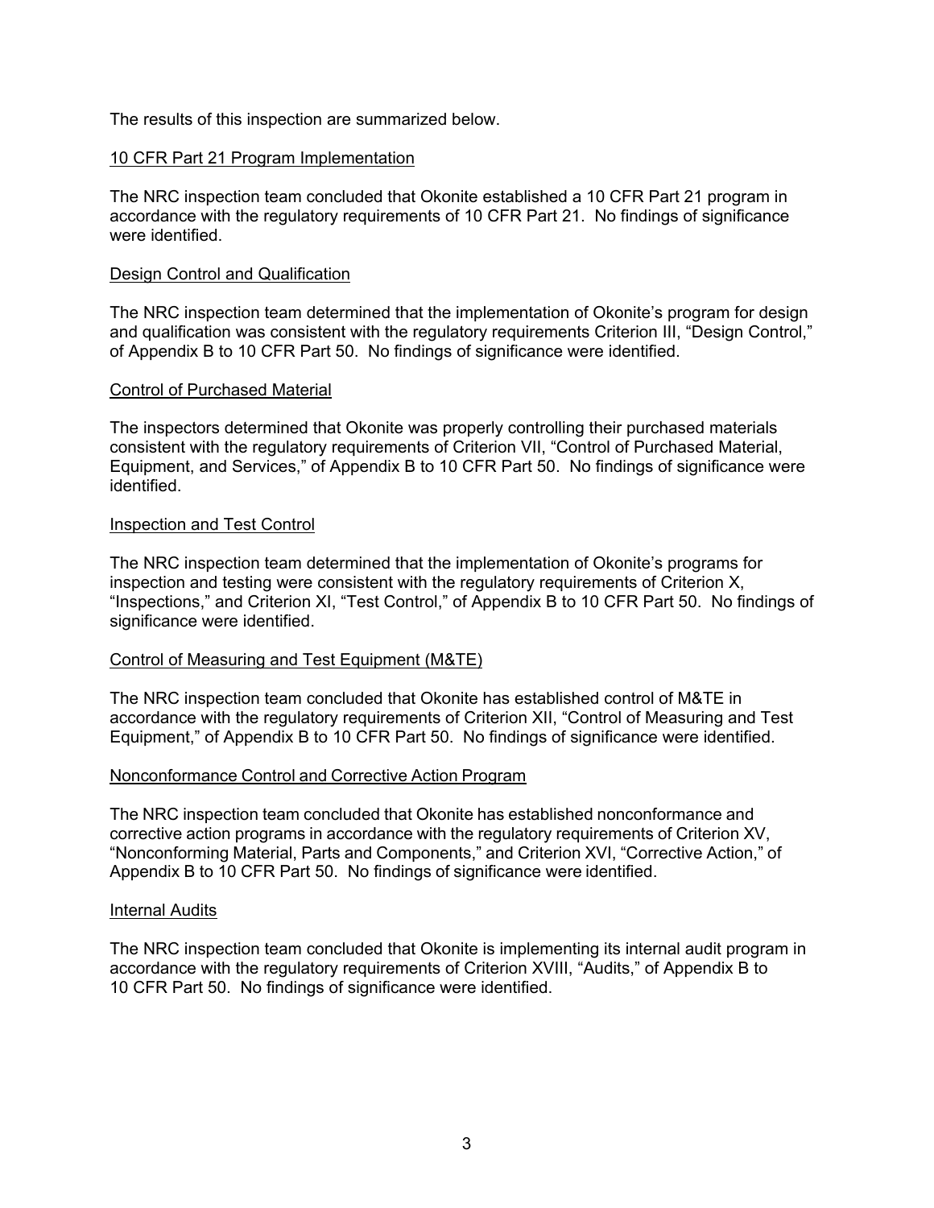The results of this inspection are summarized below.

## 10 CFR Part 21 Program Implementation

The NRC inspection team concluded that Okonite established a 10 CFR Part 21 program in accordance with the regulatory requirements of 10 CFR Part 21. No findings of significance were identified.

## Design Control and Qualification

The NRC inspection team determined that the implementation of Okonite's program for design and qualification was consistent with the regulatory requirements Criterion III, "Design Control," of Appendix B to 10 CFR Part 50. No findings of significance were identified.

## Control of Purchased Material

The inspectors determined that Okonite was properly controlling their purchased materials consistent with the regulatory requirements of Criterion VII, "Control of Purchased Material, Equipment, and Services," of Appendix B to 10 CFR Part 50. No findings of significance were identified.

## Inspection and Test Control

The NRC inspection team determined that the implementation of Okonite's programs for inspection and testing were consistent with the regulatory requirements of Criterion X, "Inspections," and Criterion XI, "Test Control," of Appendix B to 10 CFR Part 50. No findings of significance were identified.

## Control of Measuring and Test Equipment (M&TE)

The NRC inspection team concluded that Okonite has established control of M&TE in accordance with the regulatory requirements of Criterion XII, "Control of Measuring and Test Equipment," of Appendix B to 10 CFR Part 50. No findings of significance were identified.

## Nonconformance Control and Corrective Action Program

The NRC inspection team concluded that Okonite has established nonconformance and corrective action programs in accordance with the regulatory requirements of Criterion XV, "Nonconforming Material, Parts and Components," and Criterion XVI, "Corrective Action," of Appendix B to 10 CFR Part 50. No findings of significance were identified.

## Internal Audits

The NRC inspection team concluded that Okonite is implementing its internal audit program in accordance with the regulatory requirements of Criterion XVIII, "Audits," of Appendix B to 10 CFR Part 50. No findings of significance were identified.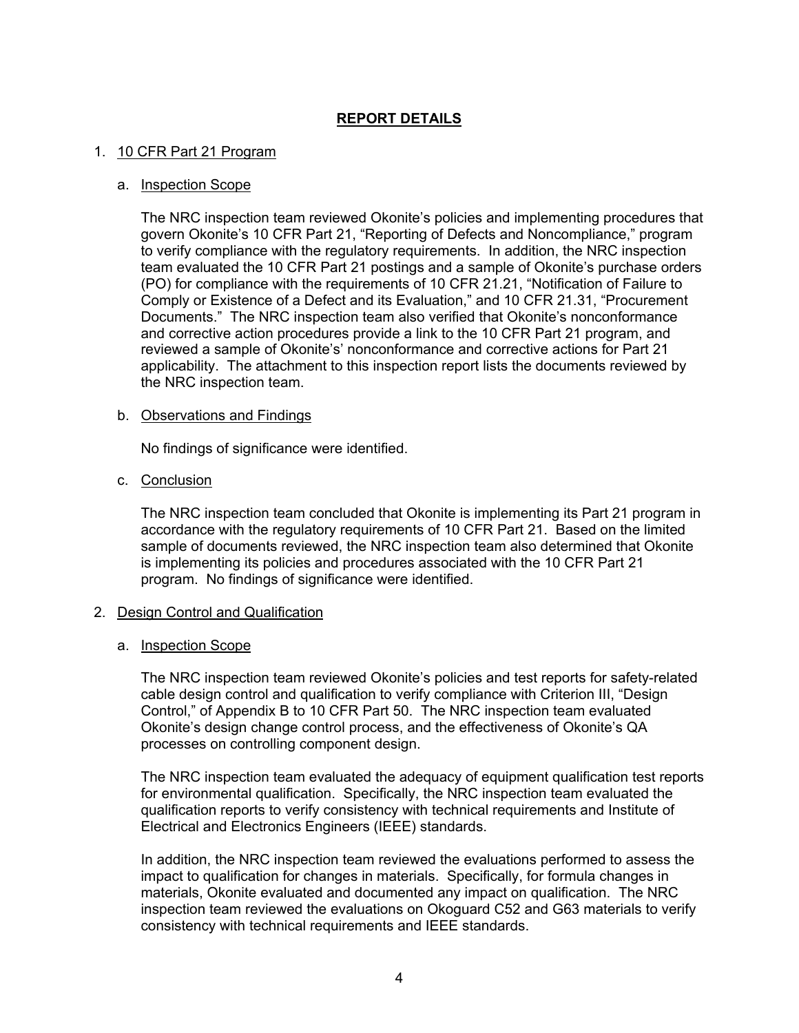## REPORT DETAILS

1. 10 CFR Part 21 Program

   a. Inspection Scope

      The NRC inspection team reviewed Okonite's policies and implementing procedures that govern Okonite's 10 CFR Part 21, "Reporting of Defects and Noncompliance," program to verify compliance with the regulatory requirements. In addition, the NRC inspection team evaluated the 10 CFR Part 21 postings and a sample of Okonite's purchase orders (PO) for compliance with the requirements of 10 CFR 21.21, "Notification of Failure to Comply or Existence of a Defect and its Evaluation," and 10 CFR 21.31, "Procurement Documents." The NRC inspection team also verified that Okonite's nonconformance and corrective action procedures provide a link to the 10 CFR Part 21 program, and reviewed a sample of Okonite's' nonconformance and corrective actions for Part 21 applicability. The attachment to this inspection report lists the documents reviewed by the NRC inspection team.

   b. Observations and Findings

      No findings of significance were identified.

   c. Conclusion

      The NRC inspection team concluded that Okonite is implementing its Part 21 program in accordance with the regulatory requirements of 10 CFR Part 21. Based on the limited sample of documents reviewed, the NRC inspection team also determined that Okonite is implementing its policies and procedures associated with the 10 CFR Part 21 program. No findings of significance were identified.

2. Design Control and Qualification

   a. Inspection Scope

      The NRC inspection team reviewed Okonite's policies and test reports for safety-related cable design control and qualification to verify compliance with Criterion III, "Design Control," of Appendix B to 10 CFR Part 50. The NRC inspection team evaluated Okonite's design change control process, and the effectiveness of Okonite's QA processes on controlling component design.

      The NRC inspection team evaluated the adequacy of equipment qualification test reports for environmental qualification. Specifically, the NRC inspection team evaluated the qualification reports to verify consistency with technical requirements and Institute of Electrical and Electronics Engineers (IEEE) standards.

      In addition, the NRC inspection team reviewed the evaluations performed to assess the impact to qualification for changes in materials. Specifically, for formula changes in materials, Okonite evaluated and documented any impact on qualification. The NRC inspection team reviewed the evaluations on Okoguard C52 and G63 materials to verify consistency with technical requirements and IEEE standards.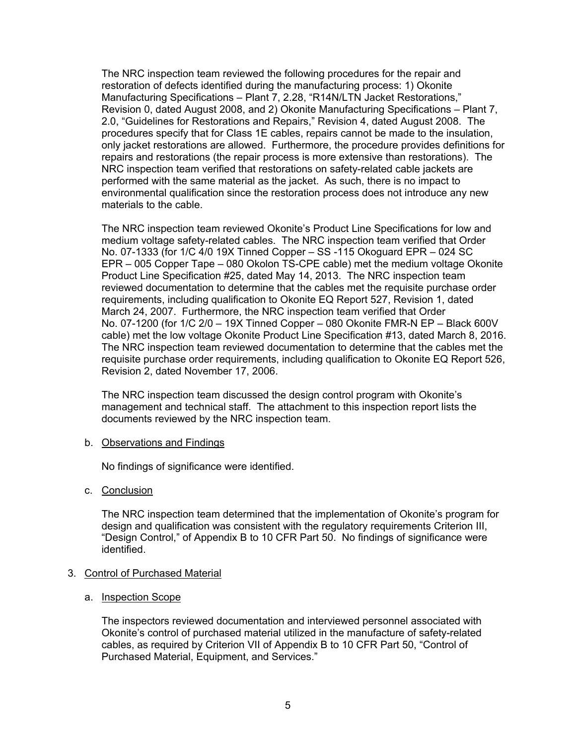The NRC inspection team reviewed the following procedures for the repair and restoration of defects identified during the manufacturing process: 1) Okonite Manufacturing Specifications – Plant 7, 2.28, "R14N/LTN Jacket Restorations," Revision 0, dated August 2008, and 2) Okonite Manufacturing Specifications – Plant 7, 2.0, "Guidelines for Restorations and Repairs," Revision 4, dated August 2008. The procedures specify that for Class 1E cables, repairs cannot be made to the insulation, only jacket restorations are allowed. Furthermore, the procedure provides definitions for repairs and restorations (the repair process is more extensive than restorations). The NRC inspection team verified that restorations on safety-related cable jackets are performed with the same material as the jacket. As such, there is no impact to environmental qualification since the restoration process does not introduce any new materials to the cable.

The NRC inspection team reviewed Okonite's Product Line Specifications for low and medium voltage safety-related cables. The NRC inspection team verified that Order No. 07-1333 (for 1/C 4/0 19X Tinned Copper – SS -115 Okoguard EPR – 024 SC EPR – 005 Copper Tape – 080 Okolon TS-CPE cable) met the medium voltage Okonite Product Line Specification #25, dated May 14, 2013. The NRC inspection team reviewed documentation to determine that the cables met the requisite purchase order requirements, including qualification to Okonite EQ Report 527, Revision 1, dated March 24, 2007. Furthermore, the NRC inspection team verified that Order No. 07-1200 (for 1/C 2/0 – 19X Tinned Copper – 080 Okonite FMR-N EP – Black 600V cable) met the low voltage Okonite Product Line Specification #13, dated March 8, 2016. The NRC inspection team reviewed documentation to determine that the cables met the requisite purchase order requirements, including qualification to Okonite EQ Report 526, Revision 2, dated November 17, 2006.

The NRC inspection team discussed the design control program with Okonite's management and technical staff. The attachment to this inspection report lists the documents reviewed by the NRC inspection team.

b. Observations and Findings

No findings of significance were identified.

c. Conclusion

The NRC inspection team determined that the implementation of Okonite's program for design and qualification was consistent with the regulatory requirements Criterion III, "Design Control," of Appendix B to 10 CFR Part 50. No findings of significance were identified.

3. Control of Purchased Material

a. Inspection Scope

The inspectors reviewed documentation and interviewed personnel associated with Okonite's control of purchased material utilized in the manufacture of safety-related cables, as required by Criterion VII of Appendix B to 10 CFR Part 50, "Control of Purchased Material, Equipment, and Services."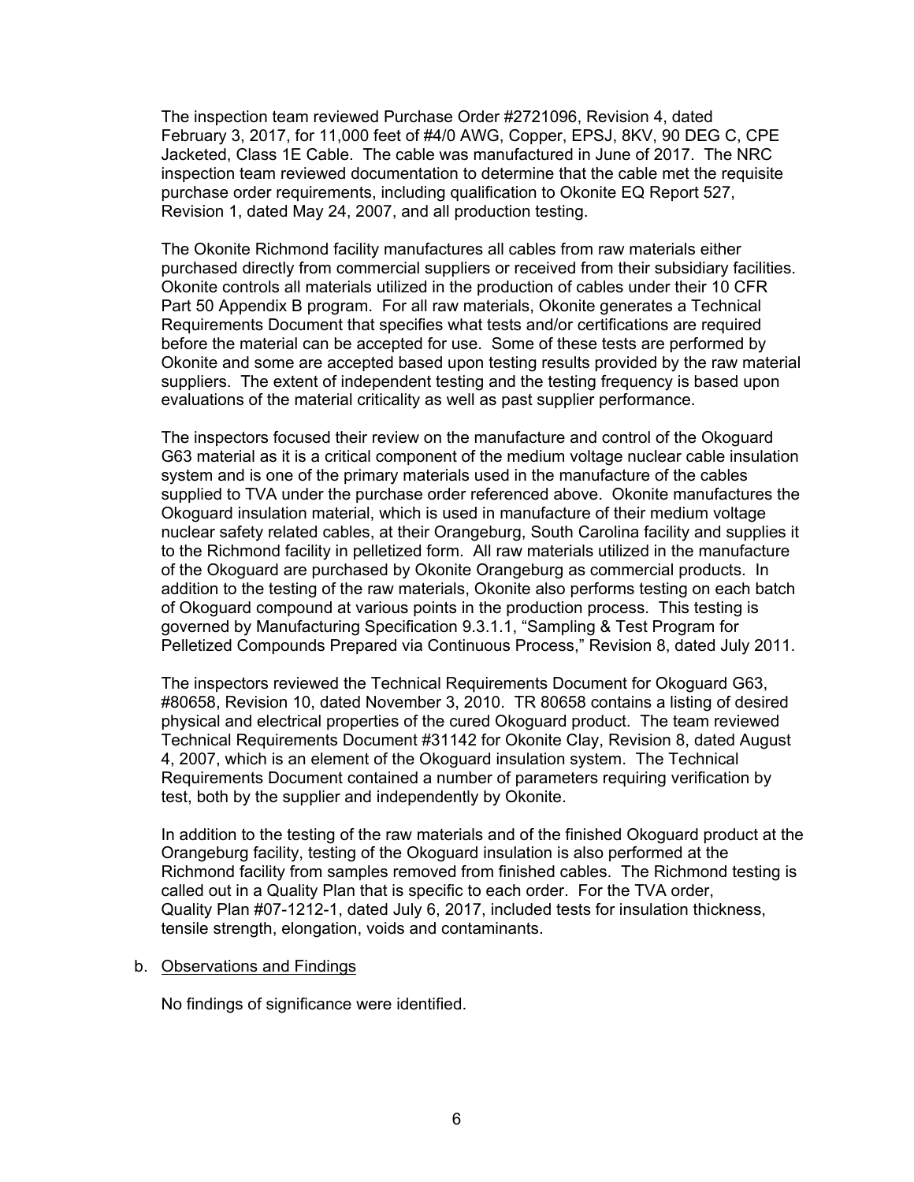The inspection team reviewed Purchase Order #2721096, Revision 4, dated February 3, 2017, for 11,000 feet of #4/0 AWG, Copper, EPSJ, 8KV, 90 DEG C, CPE Jacketed, Class 1E Cable. The cable was manufactured in June of 2017. The NRC inspection team reviewed documentation to determine that the cable met the requisite purchase order requirements, including qualification to Okonite EQ Report 527, Revision 1, dated May 24, 2007, and all production testing.

The Okonite Richmond facility manufactures all cables from raw materials either purchased directly from commercial suppliers or received from their subsidiary facilities. Okonite controls all materials utilized in the production of cables under their 10 CFR Part 50 Appendix B program. For all raw materials, Okonite generates a Technical Requirements Document that specifies what tests and/or certifications are required before the material can be accepted for use. Some of these tests are performed by Okonite and some are accepted based upon testing results provided by the raw material suppliers. The extent of independent testing and the testing frequency is based upon evaluations of the material criticality as well as past supplier performance.

The inspectors focused their review on the manufacture and control of the Okoguard G63 material as it is a critical component of the medium voltage nuclear cable insulation system and is one of the primary materials used in the manufacture of the cables supplied to TVA under the purchase order referenced above. Okonite manufactures the Okoguard insulation material, which is used in manufacture of their medium voltage nuclear safety related cables, at their Orangeburg, South Carolina facility and supplies it to the Richmond facility in pelletized form. All raw materials utilized in the manufacture of the Okoguard are purchased by Okonite Orangeburg as commercial products. In addition to the testing of the raw materials, Okonite also performs testing on each batch of Okoguard compound at various points in the production process. This testing is governed by Manufacturing Specification 9.3.1.1, "Sampling & Test Program for Pelletized Compounds Prepared via Continuous Process," Revision 8, dated July 2011.

The inspectors reviewed the Technical Requirements Document for Okoguard G63, #80658, Revision 10, dated November 3, 2010. TR 80658 contains a listing of desired physical and electrical properties of the cured Okoguard product. The team reviewed Technical Requirements Document #31142 for Okonite Clay, Revision 8, dated August 4, 2007, which is an element of the Okoguard insulation system. The Technical Requirements Document contained a number of parameters requiring verification by test, both by the supplier and independently by Okonite.

In addition to the testing of the raw materials and of the finished Okoguard product at the Orangeburg facility, testing of the Okoguard insulation is also performed at the Richmond facility from samples removed from finished cables. The Richmond testing is called out in a Quality Plan that is specific to each order. For the TVA order, Quality Plan #07-1212-1, dated July 6, 2017, included tests for insulation thickness, tensile strength, elongation, voids and contaminants.

b. Observations and Findings

No findings of significance were identified.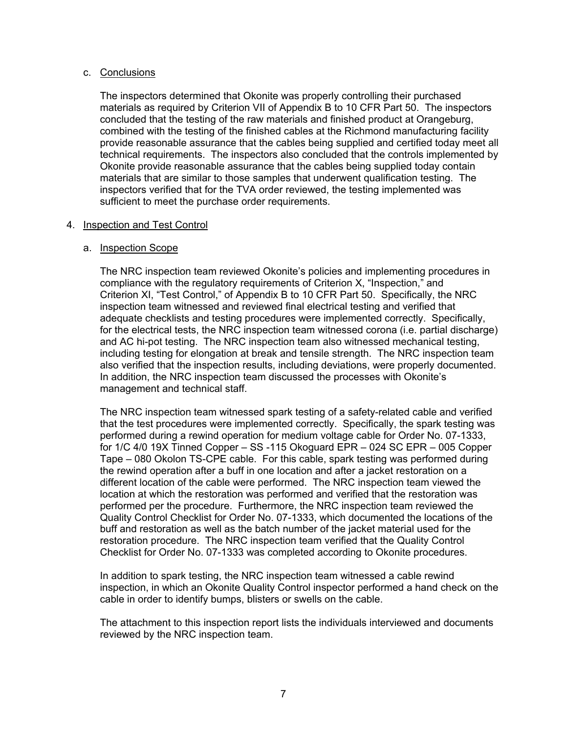c. Conclusions

The inspectors determined that Okonite was properly controlling their purchased materials as required by Criterion VII of Appendix B to 10 CFR Part 50. The inspectors concluded that the testing of the raw materials and finished product at Orangeburg, combined with the testing of the finished cables at the Richmond manufacturing facility provide reasonable assurance that the cables being supplied and certified today meet all technical requirements. The inspectors also concluded that the controls implemented by Okonite provide reasonable assurance that the cables being supplied today contain materials that are similar to those samples that underwent qualification testing. The inspectors verified that for the TVA order reviewed, the testing implemented was sufficient to meet the purchase order requirements.

4. Inspection and Test Control

a. Inspection Scope

The NRC inspection team reviewed Okonite's policies and implementing procedures in compliance with the regulatory requirements of Criterion X, "Inspection," and Criterion XI, "Test Control," of Appendix B to 10 CFR Part 50. Specifically, the NRC inspection team witnessed and reviewed final electrical testing and verified that adequate checklists and testing procedures were implemented correctly. Specifically, for the electrical tests, the NRC inspection team witnessed corona (i.e. partial discharge) and AC hi-pot testing. The NRC inspection team also witnessed mechanical testing, including testing for elongation at break and tensile strength. The NRC inspection team also verified that the inspection results, including deviations, were properly documented. In addition, the NRC inspection team discussed the processes with Okonite's management and technical staff.

The NRC inspection team witnessed spark testing of a safety-related cable and verified that the test procedures were implemented correctly. Specifically, the spark testing was performed during a rewind operation for medium voltage cable for Order No. 07-1333, for 1/C 4/0 19X Tinned Copper – SS -115 Okoguard EPR – 024 SC EPR – 005 Copper Tape – 080 Okolon TS-CPE cable. For this cable, spark testing was performed during the rewind operation after a buff in one location and after a jacket restoration on a different location of the cable were performed. The NRC inspection team viewed the location at which the restoration was performed and verified that the restoration was performed per the procedure. Furthermore, the NRC inspection team reviewed the Quality Control Checklist for Order No. 07-1333, which documented the locations of the buff and restoration as well as the batch number of the jacket material used for the restoration procedure. The NRC inspection team verified that the Quality Control Checklist for Order No. 07-1333 was completed according to Okonite procedures.

In addition to spark testing, the NRC inspection team witnessed a cable rewind inspection, in which an Okonite Quality Control inspector performed a hand check on the cable in order to identify bumps, blisters or swells on the cable.

The attachment to this inspection report lists the individuals interviewed and documents reviewed by the NRC inspection team.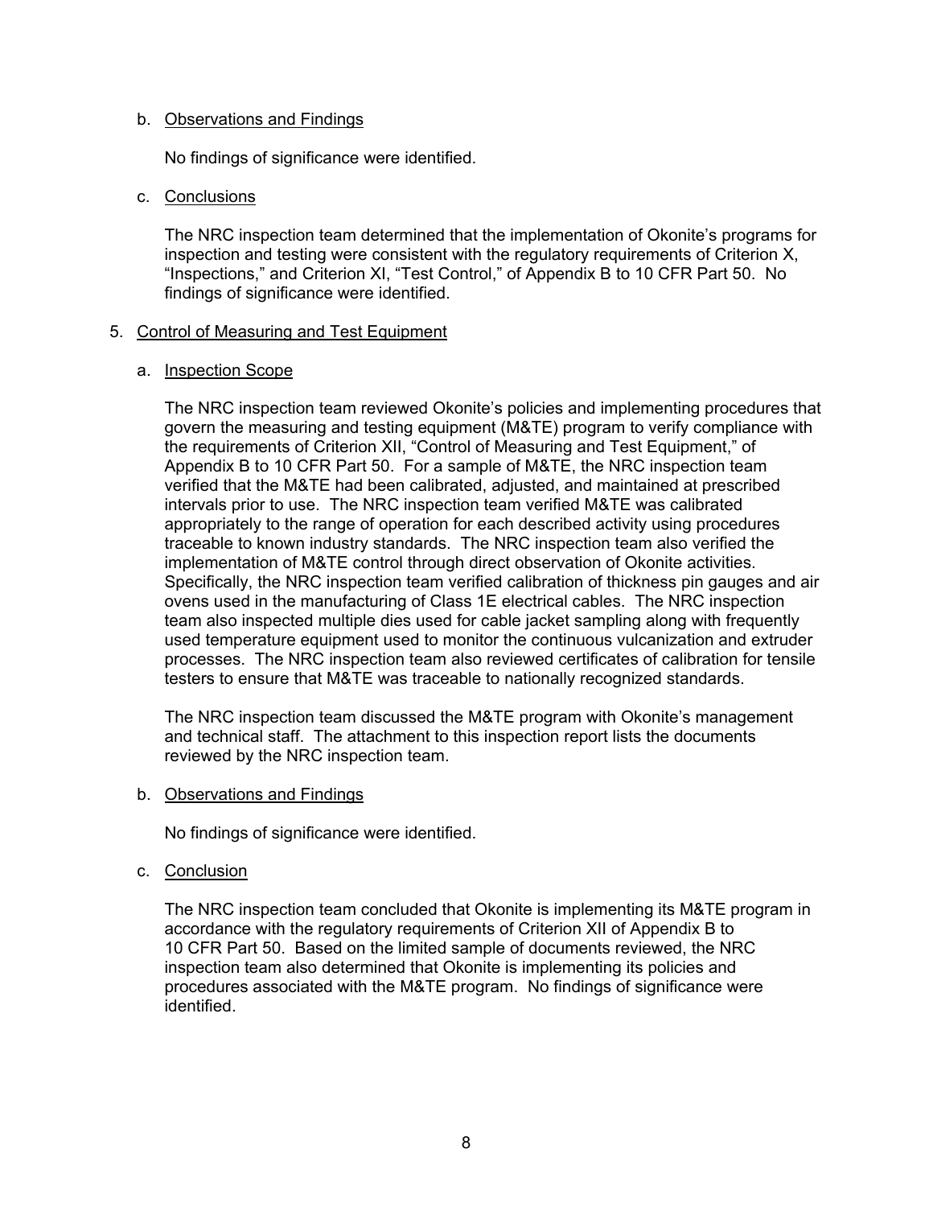b. Observations and Findings

No findings of significance were identified.

c. Conclusions

The NRC inspection team determined that the implementation of Okonite's programs for inspection and testing were consistent with the regulatory requirements of Criterion X, "Inspections," and Criterion XI, "Test Control," of Appendix B to 10 CFR Part 50. No findings of significance were identified.

5. Control of Measuring and Test Equipment

a. Inspection Scope

The NRC inspection team reviewed Okonite's policies and implementing procedures that govern the measuring and testing equipment (M&TE) program to verify compliance with the requirements of Criterion XII, "Control of Measuring and Test Equipment," of Appendix B to 10 CFR Part 50. For a sample of M&TE, the NRC inspection team verified that the M&TE had been calibrated, adjusted, and maintained at prescribed intervals prior to use. The NRC inspection team verified M&TE was calibrated appropriately to the range of operation for each described activity using procedures traceable to known industry standards. The NRC inspection team also verified the implementation of M&TE control through direct observation of Okonite activities. Specifically, the NRC inspection team verified calibration of thickness pin gauges and air ovens used in the manufacturing of Class 1E electrical cables. The NRC inspection team also inspected multiple dies used for cable jacket sampling along with frequently used temperature equipment used to monitor the continuous vulcanization and extruder processes. The NRC inspection team also reviewed certificates of calibration for tensile testers to ensure that M&TE was traceable to nationally recognized standards.

The NRC inspection team discussed the M&TE program with Okonite's management and technical staff. The attachment to this inspection report lists the documents reviewed by the NRC inspection team.

b. Observations and Findings

No findings of significance were identified.

c. Conclusion

The NRC inspection team concluded that Okonite is implementing its M&TE program in accordance with the regulatory requirements of Criterion XII of Appendix B to 10 CFR Part 50. Based on the limited sample of documents reviewed, the NRC inspection team also determined that Okonite is implementing its policies and procedures associated with the M&TE program. No findings of significance were identified.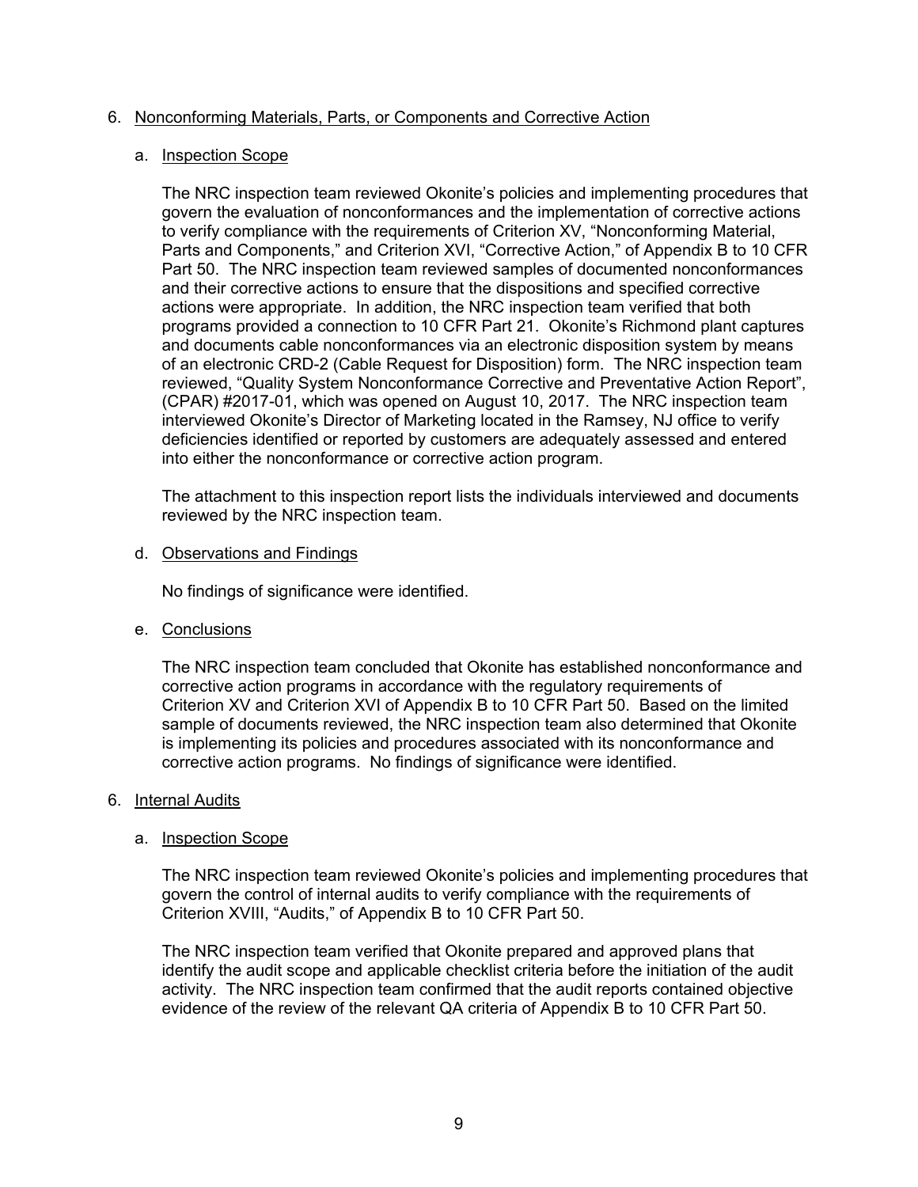6. Nonconforming Materials, Parts, or Components and Corrective Action

   a. Inspection Scope

      The NRC inspection team reviewed Okonite's policies and implementing procedures that govern the evaluation of nonconformances and the implementation of corrective actions to verify compliance with the requirements of Criterion XV, "Nonconforming Material, Parts and Components," and Criterion XVI, "Corrective Action," of Appendix B to 10 CFR Part 50. The NRC inspection team reviewed samples of documented nonconformances and their corrective actions to ensure that the dispositions and specified corrective actions were appropriate. In addition, the NRC inspection team verified that both programs provided a connection to 10 CFR Part 21. Okonite's Richmond plant captures and documents cable nonconformances via an electronic disposition system by means of an electronic CRD-2 (Cable Request for Disposition) form. The NRC inspection team reviewed, "Quality System Nonconformance Corrective and Preventative Action Report", (CPAR) #2017-01, which was opened on August 10, 2017. The NRC inspection team interviewed Okonite's Director of Marketing located in the Ramsey, NJ office to verify deficiencies identified or reported by customers are adequately assessed and entered into either the nonconformance or corrective action program.

      The attachment to this inspection report lists the individuals interviewed and documents reviewed by the NRC inspection team.

   d. Observations and Findings

      No findings of significance were identified.

   e. Conclusions

      The NRC inspection team concluded that Okonite has established nonconformance and corrective action programs in accordance with the regulatory requirements of Criterion XV and Criterion XVI of Appendix B to 10 CFR Part 50. Based on the limited sample of documents reviewed, the NRC inspection team also determined that Okonite is implementing its policies and procedures associated with its nonconformance and corrective action programs. No findings of significance were identified.

6. Internal Audits

   a. Inspection Scope

      The NRC inspection team reviewed Okonite's policies and implementing procedures that govern the control of internal audits to verify compliance with the requirements of Criterion XVIII, "Audits," of Appendix B to 10 CFR Part 50.

      The NRC inspection team verified that Okonite prepared and approved plans that identify the audit scope and applicable checklist criteria before the initiation of the audit activity. The NRC inspection team confirmed that the audit reports contained objective evidence of the review of the relevant QA criteria of Appendix B to 10 CFR Part 50.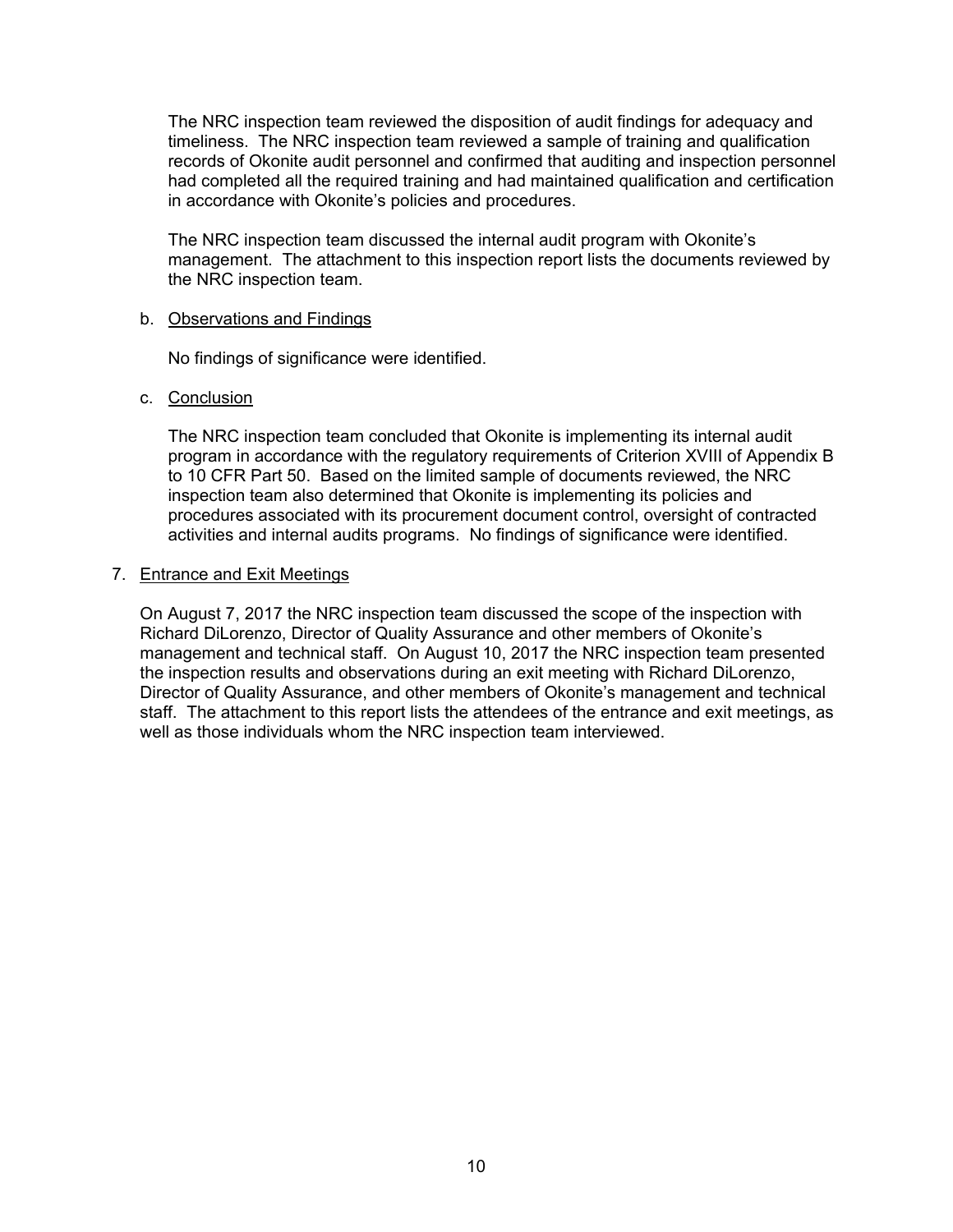The NRC inspection team reviewed the disposition of audit findings for adequacy and timeliness. The NRC inspection team reviewed a sample of training and qualification records of Okonite audit personnel and confirmed that auditing and inspection personnel had completed all the required training and had maintained qualification and certification in accordance with Okonite's policies and procedures.

The NRC inspection team discussed the internal audit program with Okonite's management. The attachment to this inspection report lists the documents reviewed by the NRC inspection team.

b. Observations and Findings

No findings of significance were identified.

c. Conclusion

The NRC inspection team concluded that Okonite is implementing its internal audit program in accordance with the regulatory requirements of Criterion XVIII of Appendix B to 10 CFR Part 50. Based on the limited sample of documents reviewed, the NRC inspection team also determined that Okonite is implementing its policies and procedures associated with its procurement document control, oversight of contracted activities and internal audits programs. No findings of significance were identified.

7. Entrance and Exit Meetings

On August 7, 2017 the NRC inspection team discussed the scope of the inspection with Richard DiLorenzo, Director of Quality Assurance and other members of Okonite's management and technical staff. On August 10, 2017 the NRC inspection team presented the inspection results and observations during an exit meeting with Richard DiLorenzo, Director of Quality Assurance, and other members of Okonite's management and technical staff. The attachment to this report lists the attendees of the entrance and exit meetings, as well as those individuals whom the NRC inspection team interviewed.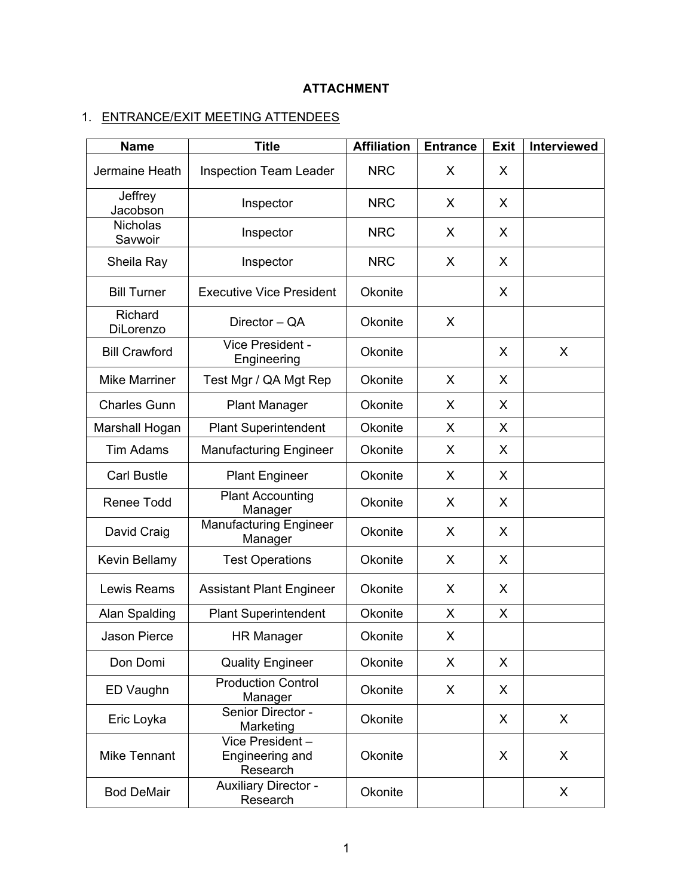**ATTACHMENT**

1. ENTRANCE/EXIT MEETING ATTENDEES

| Name | Title | Affiliation | Entrance | Exit | Interviewed |
|---|---|---|---|---|---|
| Jermaine Heath | Inspection Team Leader | NRC | X | X | |
| Jeffrey Jacobson | Inspector | NRC | X | X | |
| Nicholas Savwoir | Inspector | NRC | X | X | |
| Sheila Ray | Inspector | NRC | X | X | |
| Bill Turner | Executive Vice President | Okonite | | X | |
| Richard DiLorenzo | Director – QA | Okonite | X | | |
| Bill Crawford | Vice President - Engineering | Okonite | | X | X |
| Mike Marriner | Test Mgr / QA Mgt Rep | Okonite | X | X | |
| Charles Gunn | Plant Manager | Okonite | X | X | |
| Marshall Hogan | Plant Superintendent | Okonite | X | X | |
| Tim Adams | Manufacturing Engineer | Okonite | X | X | |
| Carl Bustle | Plant Engineer | Okonite | X | X | |
| Renee Todd | Plant Accounting Manager | Okonite | X | X | |
| David Craig | Manufacturing Engineer Manager | Okonite | X | X | |
| Kevin Bellamy | Test Operations | Okonite | X | X | |
| Lewis Reams | Assistant Plant Engineer | Okonite | X | X | |
| Alan Spalding | Plant Superintendent | Okonite | X | X | |
| Jason Pierce | HR Manager | Okonite | X | | |
| Don Domi | Quality Engineer | Okonite | X | X | |
| ED Vaughn | Production Control Manager | Okonite | X | X | |
| Eric Loyka | Senior Director - Marketing | Okonite | | X | X |
| Mike Tennant | Vice President – Engineering and Research | Okonite | | X | X |
| Bod DeMair | Auxiliary Director - Research | Okonite | | | X |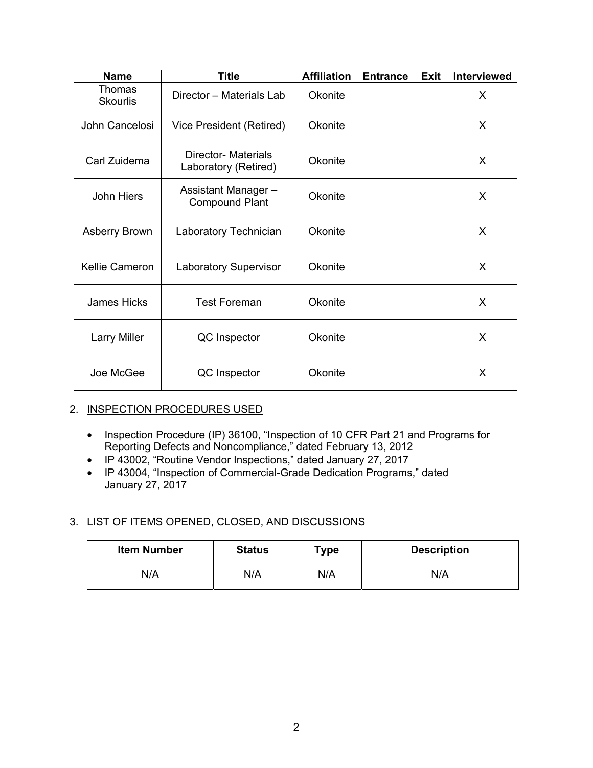| Name | Title | Affiliation | Entrance | Exit | Interviewed |
|---|---|---|---|---|---|
| Thomas Skourlis | Director – Materials Lab | Okonite | | | X |
| John Cancelosi | Vice President (Retired) | Okonite | | | X |
| Carl Zuidema | Director- Materials Laboratory (Retired) | Okonite | | | X |
| John Hiers | Assistant Manager – Compound Plant | Okonite | | | X |
| Asberry Brown | Laboratory Technician | Okonite | | | X |
| Kellie Cameron | Laboratory Supervisor | Okonite | | | X |
| James Hicks | Test Foreman | Okonite | | | X |
| Larry Miller | QC Inspector | Okonite | | | X |
| Joe McGee | QC Inspector | Okonite | | | X |

2. INSPECTION PROCEDURES USED

- Inspection Procedure (IP) 36100, "Inspection of 10 CFR Part 21 and Programs for Reporting Defects and Noncompliance," dated February 13, 2012
- IP 43002, "Routine Vendor Inspections," dated January 27, 2017
- IP 43004, "Inspection of Commercial-Grade Dedication Programs," dated January 27, 2017

3. LIST OF ITEMS OPENED, CLOSED, AND DISCUSSIONS

| Item Number | Status | Type | Description |
|---|---|---|---|
| N/A | N/A | N/A | N/A |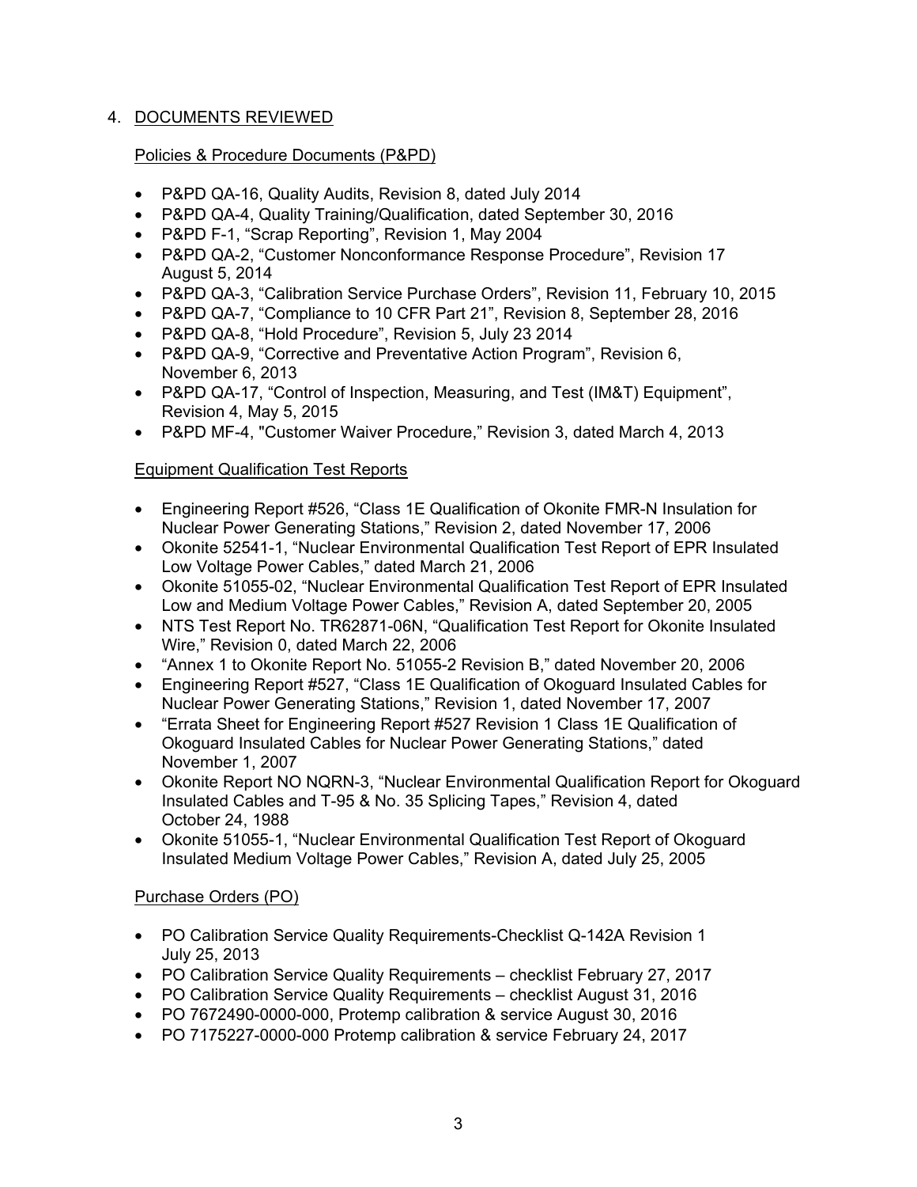## 4. DOCUMENTS REVIEWED

### Policies & Procedure Documents (P&PD)

- P&PD QA-16, Quality Audits, Revision 8, dated July 2014
- P&PD QA-4, Quality Training/Qualification, dated September 30, 2016
- P&PD F-1, "Scrap Reporting", Revision 1, May 2004
- P&PD QA-2, "Customer Nonconformance Response Procedure", Revision 17 August 5, 2014
- P&PD QA-3, "Calibration Service Purchase Orders", Revision 11, February 10, 2015
- P&PD QA-7, "Compliance to 10 CFR Part 21", Revision 8, September 28, 2016
- P&PD QA-8, "Hold Procedure", Revision 5, July 23 2014
- P&PD QA-9, "Corrective and Preventative Action Program", Revision 6, November 6, 2013
- P&PD QA-17, "Control of Inspection, Measuring, and Test (IM&T) Equipment", Revision 4, May 5, 2015
- P&PD MF-4, "Customer Waiver Procedure," Revision 3, dated March 4, 2013

### Equipment Qualification Test Reports

- Engineering Report #526, "Class 1E Qualification of Okonite FMR-N Insulation for Nuclear Power Generating Stations," Revision 2, dated November 17, 2006
- Okonite 52541-1, "Nuclear Environmental Qualification Test Report of EPR Insulated Low Voltage Power Cables," dated March 21, 2006
- Okonite 51055-02, "Nuclear Environmental Qualification Test Report of EPR Insulated Low and Medium Voltage Power Cables," Revision A, dated September 20, 2005
- NTS Test Report No. TR62871-06N, "Qualification Test Report for Okonite Insulated Wire," Revision 0, dated March 22, 2006
- "Annex 1 to Okonite Report No. 51055-2 Revision B," dated November 20, 2006
- Engineering Report #527, "Class 1E Qualification of Okoguard Insulated Cables for Nuclear Power Generating Stations," Revision 1, dated November 17, 2007
- "Errata Sheet for Engineering Report #527 Revision 1 Class 1E Qualification of Okoguard Insulated Cables for Nuclear Power Generating Stations," dated November 1, 2007
- Okonite Report NO NQRN-3, "Nuclear Environmental Qualification Report for Okoguard Insulated Cables and T-95 & No. 35 Splicing Tapes," Revision 4, dated October 24, 1988
- Okonite 51055-1, "Nuclear Environmental Qualification Test Report of Okoguard Insulated Medium Voltage Power Cables," Revision A, dated July 25, 2005

### Purchase Orders (PO)

- PO Calibration Service Quality Requirements-Checklist Q-142A Revision 1 July 25, 2013
- PO Calibration Service Quality Requirements – checklist February 27, 2017
- PO Calibration Service Quality Requirements – checklist August 31, 2016
- PO 7672490-0000-000, Protemp calibration & service August 30, 2016
- PO 7175227-0000-000 Protemp calibration & service February 24, 2017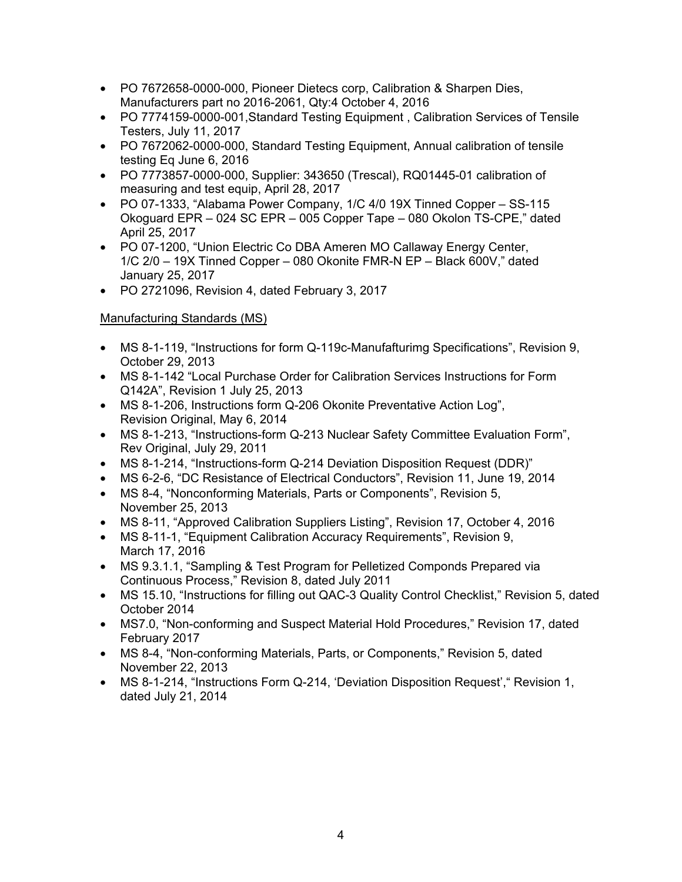- PO 7672658-0000-000, Pioneer Dietecs corp, Calibration & Sharpen Dies, Manufacturers part no 2016-2061, Qty:4 October 4, 2016
- PO 7774159-0000-001,Standard Testing Equipment , Calibration Services of Tensile Testers, July 11, 2017
- PO 7672062-0000-000, Standard Testing Equipment, Annual calibration of tensile testing Eq June 6, 2016
- PO 7773857-0000-000, Supplier: 343650 (Trescal), RQ01445-01 calibration of measuring and test equip, April 28, 2017
- PO 07-1333, "Alabama Power Company, 1/C 4/0 19X Tinned Copper – SS-115 Okoguard EPR – 024 SC EPR – 005 Copper Tape – 080 Okolon TS-CPE," dated April 25, 2017
- PO 07-1200, "Union Electric Co DBA Ameren MO Callaway Energy Center, 1/C 2/0 – 19X Tinned Copper – 080 Okonite FMR-N EP – Black 600V," dated January 25, 2017
- PO 2721096, Revision 4, dated February 3, 2017

<u>Manufacturing Standards (MS)</u>

- MS 8-1-119, "Instructions for form Q-119c-Manufafturimg Specifications", Revision 9, October 29, 2013
- MS 8-1-142 "Local Purchase Order for Calibration Services Instructions for Form Q142A", Revision 1 July 25, 2013
- MS 8-1-206, Instructions form Q-206 Okonite Preventative Action Log", Revision Original, May 6, 2014
- MS 8-1-213, "Instructions-form Q-213 Nuclear Safety Committee Evaluation Form", Rev Original, July 29, 2011
- MS 8-1-214, "Instructions-form Q-214 Deviation Disposition Request (DDR)"
- MS 6-2-6, "DC Resistance of Electrical Conductors", Revision 11, June 19, 2014
- MS 8-4, "Nonconforming Materials, Parts or Components", Revision 5, November 25, 2013
- MS 8-11, "Approved Calibration Suppliers Listing", Revision 17, October 4, 2016
- MS 8-11-1, "Equipment Calibration Accuracy Requirements", Revision 9, March 17, 2016
- MS 9.3.1.1, "Sampling & Test Program for Pelletized Componds Prepared via Continuous Process," Revision 8, dated July 2011
- MS 15.10, "Instructions for filling out QAC-3 Quality Control Checklist," Revision 5, dated October 2014
- MS7.0, "Non-conforming and Suspect Material Hold Procedures," Revision 17, dated February 2017
- MS 8-4, "Non-conforming Materials, Parts, or Components," Revision 5, dated November 22, 2013
- MS 8-1-214, "Instructions Form Q-214, 'Deviation Disposition Request'," Revision 1, dated July 21, 2014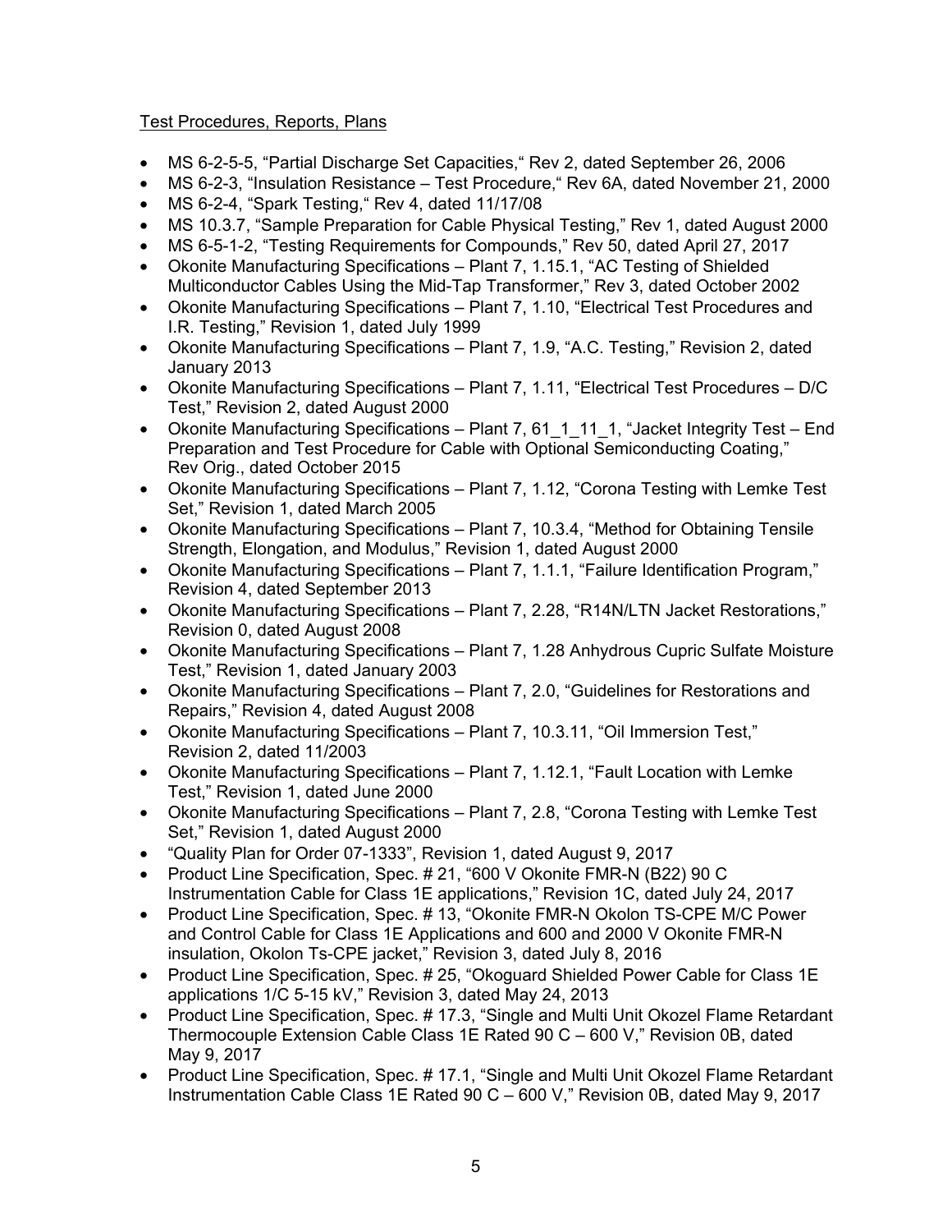Test Procedures, Reports, Plans

- MS 6-2-5-5, "Partial Discharge Set Capacities," Rev 2, dated September 26, 2006
- MS 6-2-3, "Insulation Resistance – Test Procedure," Rev 6A, dated November 21, 2000
- MS 6-2-4, "Spark Testing," Rev 4, dated 11/17/08
- MS 10.3.7, "Sample Preparation for Cable Physical Testing," Rev 1, dated August 2000
- MS 6-5-1-2, "Testing Requirements for Compounds," Rev 50, dated April 27, 2017
- Okonite Manufacturing Specifications – Plant 7, 1.15.1, "AC Testing of Shielded Multiconductor Cables Using the Mid-Tap Transformer," Rev 3, dated October 2002
- Okonite Manufacturing Specifications – Plant 7, 1.10, "Electrical Test Procedures and I.R. Testing," Revision 1, dated July 1999
- Okonite Manufacturing Specifications – Plant 7, 1.9, "A.C. Testing," Revision 2, dated January 2013
- Okonite Manufacturing Specifications – Plant 7, 1.11, "Electrical Test Procedures – D/C Test," Revision 2, dated August 2000
- Okonite Manufacturing Specifications – Plant 7, 61_1_11_1, "Jacket Integrity Test – End Preparation and Test Procedure for Cable with Optional Semiconducting Coating," Rev Orig., dated October 2015
- Okonite Manufacturing Specifications – Plant 7, 1.12, "Corona Testing with Lemke Test Set," Revision 1, dated March 2005
- Okonite Manufacturing Specifications – Plant 7, 10.3.4, "Method for Obtaining Tensile Strength, Elongation, and Modulus," Revision 1, dated August 2000
- Okonite Manufacturing Specifications – Plant 7, 1.1.1, "Failure Identification Program," Revision 4, dated September 2013
- Okonite Manufacturing Specifications – Plant 7, 2.28, "R14N/LTN Jacket Restorations," Revision 0, dated August 2008
- Okonite Manufacturing Specifications – Plant 7, 1.28 Anhydrous Cupric Sulfate Moisture Test," Revision 1, dated January 2003
- Okonite Manufacturing Specifications – Plant 7, 2.0, "Guidelines for Restorations and Repairs," Revision 4, dated August 2008
- Okonite Manufacturing Specifications – Plant 7, 10.3.11, "Oil Immersion Test," Revision 2, dated 11/2003
- Okonite Manufacturing Specifications – Plant 7, 1.12.1, "Fault Location with Lemke Test," Revision 1, dated June 2000
- Okonite Manufacturing Specifications – Plant 7, 2.8, "Corona Testing with Lemke Test Set," Revision 1, dated August 2000
- "Quality Plan for Order 07-1333", Revision 1, dated August 9, 2017
- Product Line Specification, Spec. # 21, "600 V Okonite FMR-N (B22) 90 C Instrumentation Cable for Class 1E applications," Revision 1C, dated July 24, 2017
- Product Line Specification, Spec. # 13, "Okonite FMR-N Okolon TS-CPE M/C Power and Control Cable for Class 1E Applications and 600 and 2000 V Okonite FMR-N insulation, Okolon Ts-CPE jacket," Revision 3, dated July 8, 2016
- Product Line Specification, Spec. # 25, "Okoguard Shielded Power Cable for Class 1E applications 1/C 5-15 kV," Revision 3, dated May 24, 2013
- Product Line Specification, Spec. # 17.3, "Single and Multi Unit Okozel Flame Retardant Thermocouple Extension Cable Class 1E Rated 90 C – 600 V," Revision 0B, dated May 9, 2017
- Product Line Specification, Spec. # 17.1, "Single and Multi Unit Okozel Flame Retardant Instrumentation Cable Class 1E Rated 90 C – 600 V," Revision 0B, dated May 9, 2017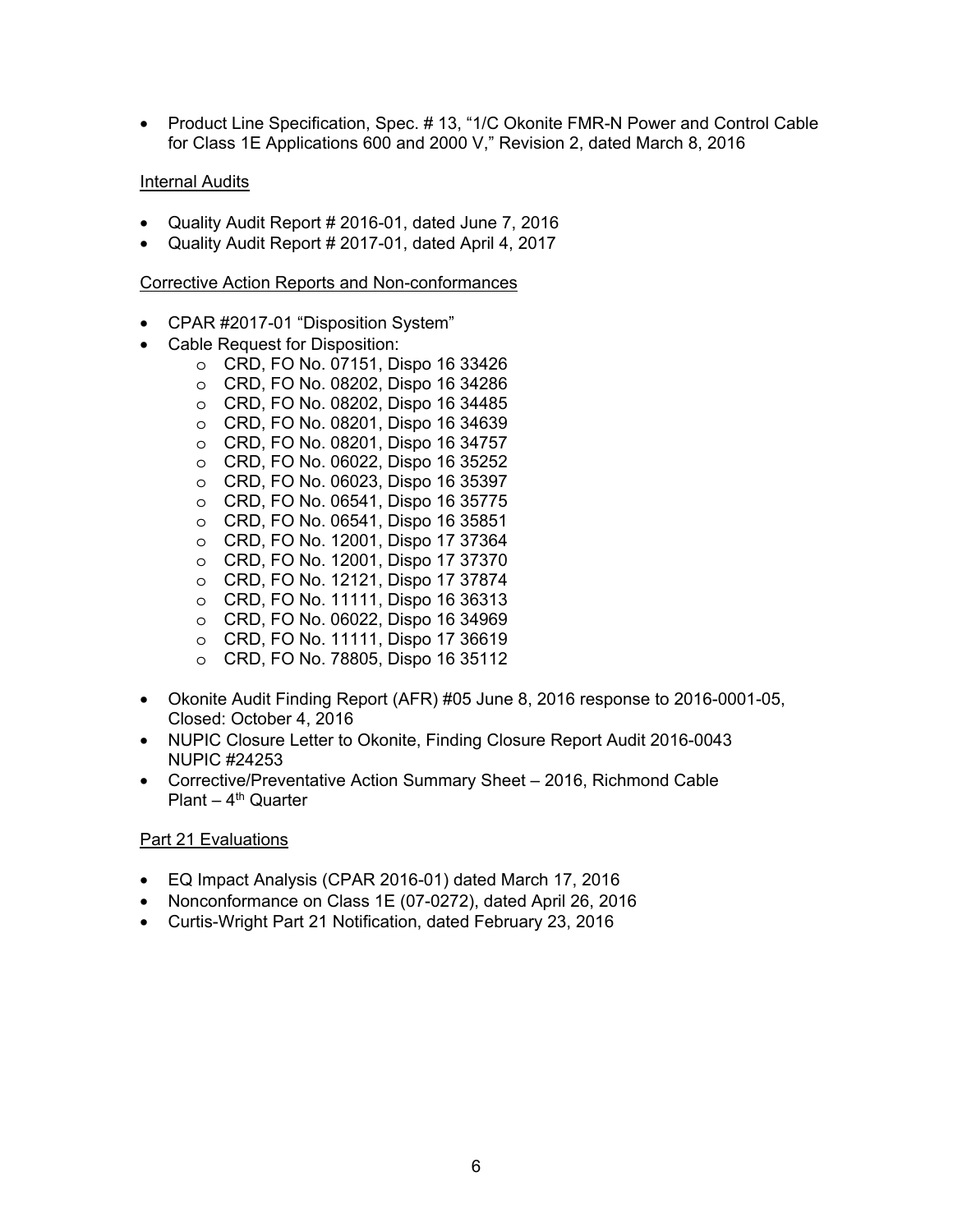- Product Line Specification, Spec. # 13, "1/C Okonite FMR-N Power and Control Cable for Class 1E Applications 600 and 2000 V," Revision 2, dated March 8, 2016

Internal Audits

- Quality Audit Report # 2016-01, dated June 7, 2016
- Quality Audit Report # 2017-01, dated April 4, 2017

Corrective Action Reports and Non-conformances

- CPAR #2017-01 "Disposition System"
- Cable Request for Disposition:
    - CRD, FO No. 07151, Dispo 16 33426
    - CRD, FO No. 08202, Dispo 16 34286
    - CRD, FO No. 08202, Dispo 16 34485
    - CRD, FO No. 08201, Dispo 16 34639
    - CRD, FO No. 08201, Dispo 16 34757
    - CRD, FO No. 06022, Dispo 16 35252
    - CRD, FO No. 06023, Dispo 16 35397
    - CRD, FO No. 06541, Dispo 16 35775
    - CRD, FO No. 06541, Dispo 16 35851
    - CRD, FO No. 12001, Dispo 17 37364
    - CRD, FO No. 12001, Dispo 17 37370
    - CRD, FO No. 12121, Dispo 17 37874
    - CRD, FO No. 11111, Dispo 16 36313
    - CRD, FO No. 06022, Dispo 16 34969
    - CRD, FO No. 11111, Dispo 17 36619
    - CRD, FO No. 78805, Dispo 16 35112
- Okonite Audit Finding Report (AFR) #05 June 8, 2016 response to 2016-0001-05, Closed: October 4, 2016
- NUPIC Closure Letter to Okonite, Finding Closure Report Audit 2016-0043 NUPIC #24253
- Corrective/Preventative Action Summary Sheet – 2016, Richmond Cable Plant – 4th Quarter

Part 21 Evaluations

- EQ Impact Analysis (CPAR 2016-01) dated March 17, 2016
- Nonconformance on Class 1E (07-0272), dated April 26, 2016
- Curtis-Wright Part 21 Notification, dated February 23, 2016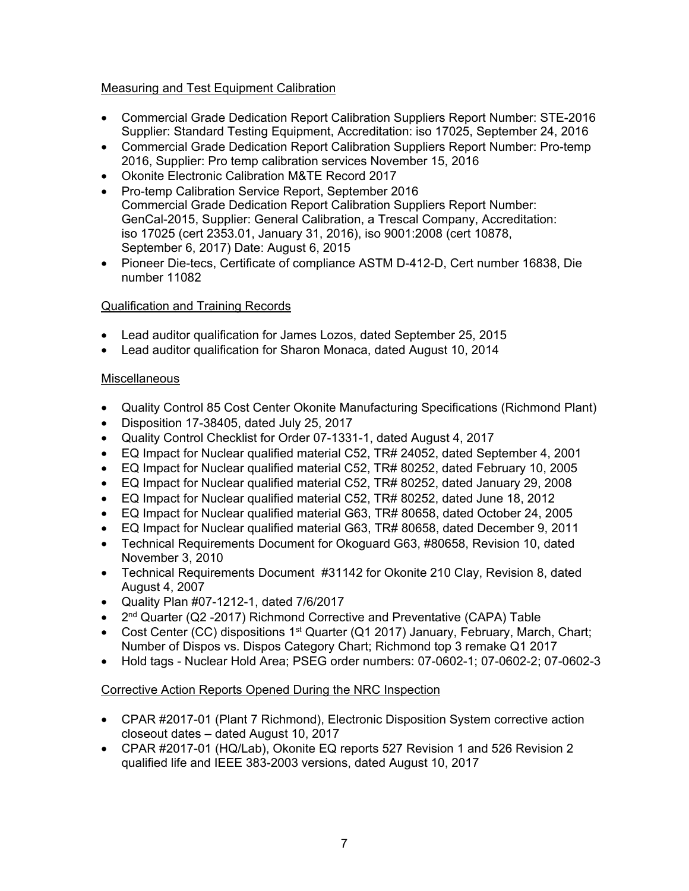Measuring and Test Equipment Calibration

- Commercial Grade Dedication Report Calibration Suppliers Report Number: STE-2016 Supplier: Standard Testing Equipment, Accreditation: iso 17025, September 24, 2016
- Commercial Grade Dedication Report Calibration Suppliers Report Number: Pro-temp 2016, Supplier: Pro temp calibration services November 15, 2016
- Okonite Electronic Calibration M&TE Record 2017
- Pro-temp Calibration Service Report, September 2016
  Commercial Grade Dedication Report Calibration Suppliers Report Number: GenCal-2015, Supplier: General Calibration, a Trescal Company, Accreditation: iso 17025 (cert 2353.01, January 31, 2016), iso 9001:2008 (cert 10878, September 6, 2017) Date: August 6, 2015
- Pioneer Die-tecs, Certificate of compliance ASTM D-412-D, Cert number 16838, Die number 11082

Qualification and Training Records

- Lead auditor qualification for James Lozos, dated September 25, 2015
- Lead auditor qualification for Sharon Monaca, dated August 10, 2014

Miscellaneous

- Quality Control 85 Cost Center Okonite Manufacturing Specifications (Richmond Plant)
- Disposition 17-38405, dated July 25, 2017
- Quality Control Checklist for Order 07-1331-1, dated August 4, 2017
- EQ Impact for Nuclear qualified material C52, TR# 24052, dated September 4, 2001
- EQ Impact for Nuclear qualified material C52, TR# 80252, dated February 10, 2005
- EQ Impact for Nuclear qualified material C52, TR# 80252, dated January 29, 2008
- EQ Impact for Nuclear qualified material C52, TR# 80252, dated June 18, 2012
- EQ Impact for Nuclear qualified material G63, TR# 80658, dated October 24, 2005
- EQ Impact for Nuclear qualified material G63, TR# 80658, dated December 9, 2011
- Technical Requirements Document for Okoguard G63, #80658, Revision 10, dated November 3, 2010
- Technical Requirements Document #31142 for Okonite 210 Clay, Revision 8, dated August 4, 2007
- Quality Plan #07-1212-1, dated 7/6/2017
- 2nd Quarter (Q2 -2017) Richmond Corrective and Preventative (CAPA) Table
- Cost Center (CC) dispositions 1st Quarter (Q1 2017) January, February, March, Chart; Number of Dispos vs. Dispos Category Chart; Richmond top 3 remake Q1 2017
- Hold tags - Nuclear Hold Area; PSEG order numbers: 07-0602-1; 07-0602-2; 07-0602-3

Corrective Action Reports Opened During the NRC Inspection

- CPAR #2017-01 (Plant 7 Richmond), Electronic Disposition System corrective action closeout dates – dated August 10, 2017
- CPAR #2017-01 (HQ/Lab), Okonite EQ reports 527 Revision 1 and 526 Revision 2 qualified life and IEEE 383-2003 versions, dated August 10, 2017